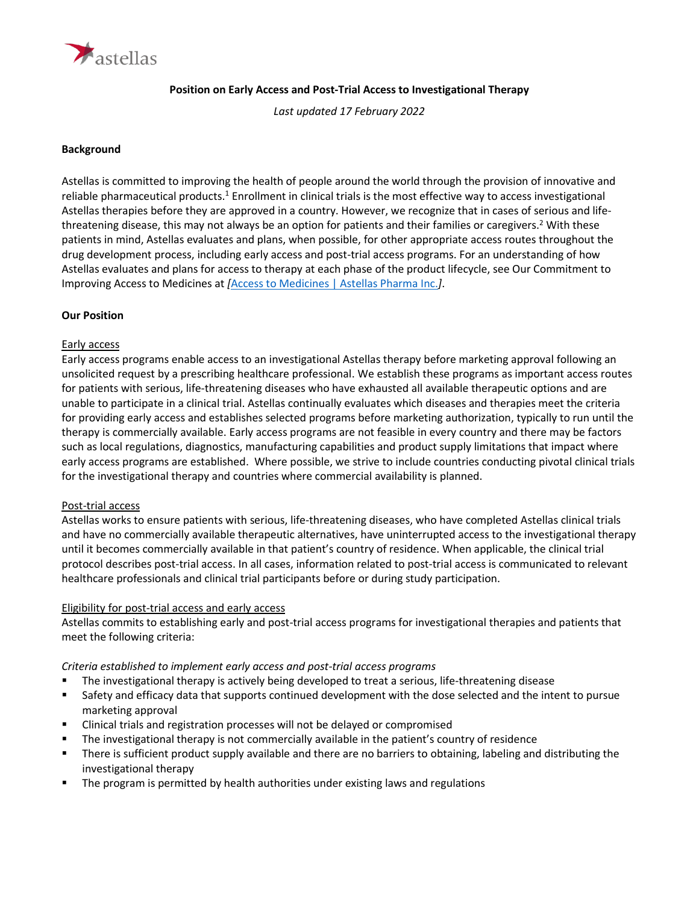# Position on Early Access and Post-Trial Access to Investigational Therapy

*Last updated 17 February 2022*

## Background

Astellas is committed to improving the health of people around the world through the provision of innovative and reliable pharmaceutical products.[1] Enrollment in clinical trials is the most effective way to access investigational Astellas therapies before they are approved in a country. However, we recognize that in cases of serious and life-threatening disease, this may not always be an option for patients and their families or caregivers.[2] With these patients in mind, Astellas evaluates and plans, when possible, for other appropriate access routes throughout the drug development process, including early access and post-trial access programs. For an understanding of how Astellas evaluates and plans for access to therapy at each phase of the product lifecycle, see Our Commitment to Improving Access to Medicines at *[*[Access to Medicines | Astellas Pharma Inc.](#)*]*.

## Our Position

### Early access

Early access programs enable access to an investigational Astellas therapy before marketing approval following an unsolicited request by a prescribing healthcare professional. We establish these programs as important access routes for patients with serious, life-threatening diseases who have exhausted all available therapeutic options and are unable to participate in a clinical trial. Astellas continually evaluates which diseases and therapies meet the criteria for providing early access and establishes selected programs before marketing authorization, typically to run until the therapy is commercially available. Early access programs are not feasible in every country and there may be factors such as local regulations, diagnostics, manufacturing capabilities and product supply limitations that impact where early access programs are established. Where possible, we strive to include countries conducting pivotal clinical trials for the investigational therapy and countries where commercial availability is planned.

### Post-trial access

Astellas works to ensure patients with serious, life-threatening diseases, who have completed Astellas clinical trials and have no commercially available therapeutic alternatives, have uninterrupted access to the investigational therapy until it becomes commercially available in that patient's country of residence. When applicable, the clinical trial protocol describes post-trial access. In all cases, information related to post-trial access is communicated to relevant healthcare professionals and clinical trial participants before or during study participation.

### Eligibility for post-trial access and early access

Astellas commits to establishing early and post-trial access programs for investigational therapies and patients that meet the following criteria:

*Criteria established to implement early access and post-trial access programs*

- The investigational therapy is actively being developed to treat a serious, life-threatening disease
- Safety and efficacy data that supports continued development with the dose selected and the intent to pursue marketing approval
- Clinical trials and registration processes will not be delayed or compromised
- The investigational therapy is not commercially available in the patient's country of residence
- There is sufficient product supply available and there are no barriers to obtaining, labeling and distributing the investigational therapy
- The program is permitted by health authorities under existing laws and regulations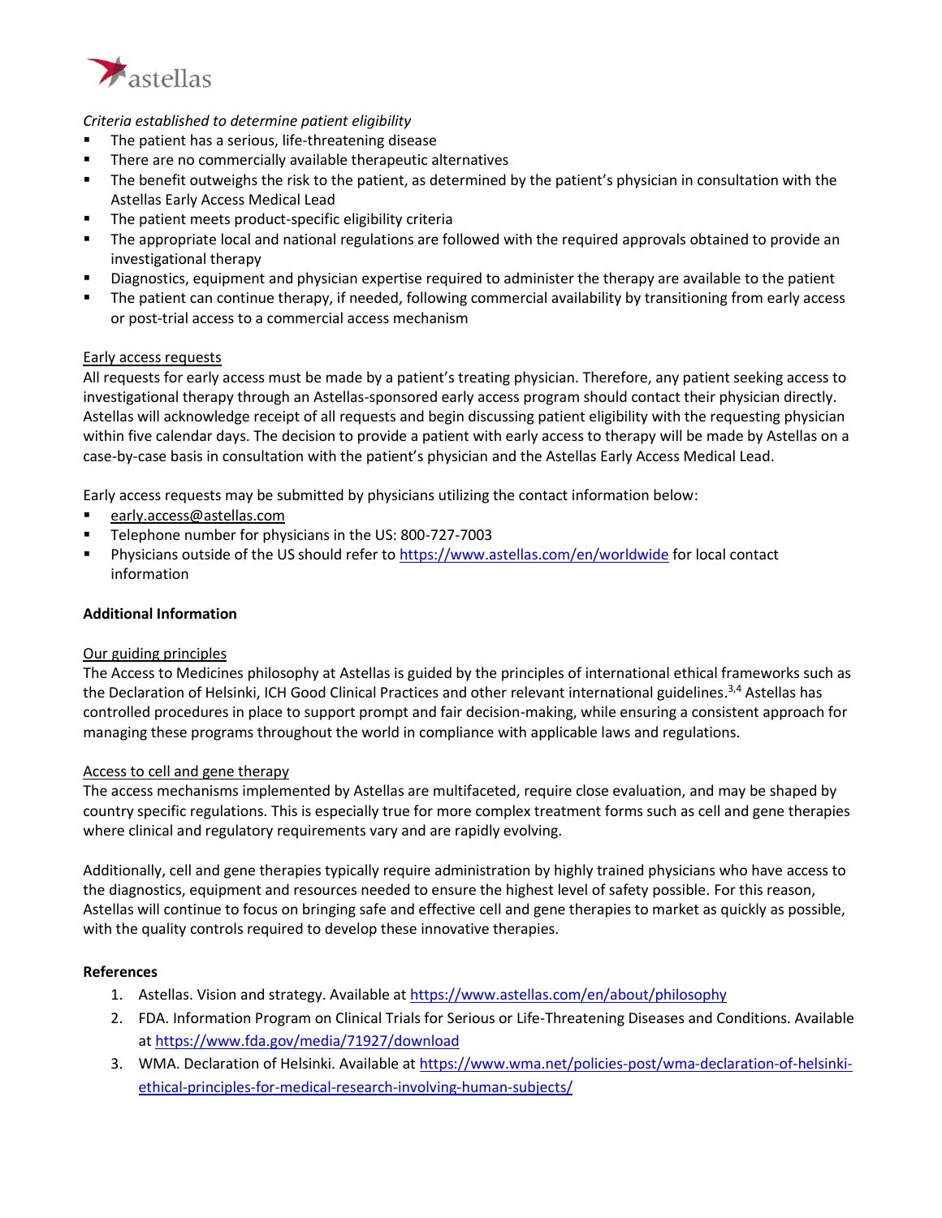*Criteria established to determine patient eligibility*

- The patient has a serious, life-threatening disease
- There are no commercially available therapeutic alternatives
- The benefit outweighs the risk to the patient, as determined by the patient's physician in consultation with the Astellas Early Access Medical Lead
- The patient meets product-specific eligibility criteria
- The appropriate local and national regulations are followed with the required approvals obtained to provide an investigational therapy
- Diagnostics, equipment and physician expertise required to administer the therapy are available to the patient
- The patient can continue therapy, if needed, following commercial availability by transitioning from early access or post-trial access to a commercial access mechanism

Early access requests

All requests for early access must be made by a patient's treating physician. Therefore, any patient seeking access to investigational therapy through an Astellas-sponsored early access program should contact their physician directly. Astellas will acknowledge receipt of all requests and begin discussing patient eligibility with the requesting physician within five calendar days. The decision to provide a patient with early access to therapy will be made by Astellas on a case-by-case basis in consultation with the patient's physician and the Astellas Early Access Medical Lead.

Early access requests may be submitted by physicians utilizing the contact information below:

- early.access@astellas.com
- Telephone number for physicians in the US: 800-727-7003
- Physicians outside of the US should refer to https://www.astellas.com/en/worldwide for local contact information

**Additional Information**

Our guiding principles

The Access to Medicines philosophy at Astellas is guided by the principles of international ethical frameworks such as the Declaration of Helsinki, ICH Good Clinical Practices and other relevant international guidelines.[3,4] Astellas has controlled procedures in place to support prompt and fair decision-making, while ensuring a consistent approach for managing these programs throughout the world in compliance with applicable laws and regulations.

Access to cell and gene therapy

The access mechanisms implemented by Astellas are multifaceted, require close evaluation, and may be shaped by country specific regulations. This is especially true for more complex treatment forms such as cell and gene therapies where clinical and regulatory requirements vary and are rapidly evolving.

Additionally, cell and gene therapies typically require administration by highly trained physicians who have access to the diagnostics, equipment and resources needed to ensure the highest level of safety possible. For this reason, Astellas will continue to focus on bringing safe and effective cell and gene therapies to market as quickly as possible, with the quality controls required to develop these innovative therapies.

**References**

1. Astellas. Vision and strategy. Available at https://www.astellas.com/en/about/philosophy
2. FDA. Information Program on Clinical Trials for Serious or Life-Threatening Diseases and Conditions. Available at https://www.fda.gov/media/71927/download
3. WMA. Declaration of Helsinki. Available at https://www.wma.net/policies-post/wma-declaration-of-helsinki-ethical-principles-for-medical-research-involving-human-subjects/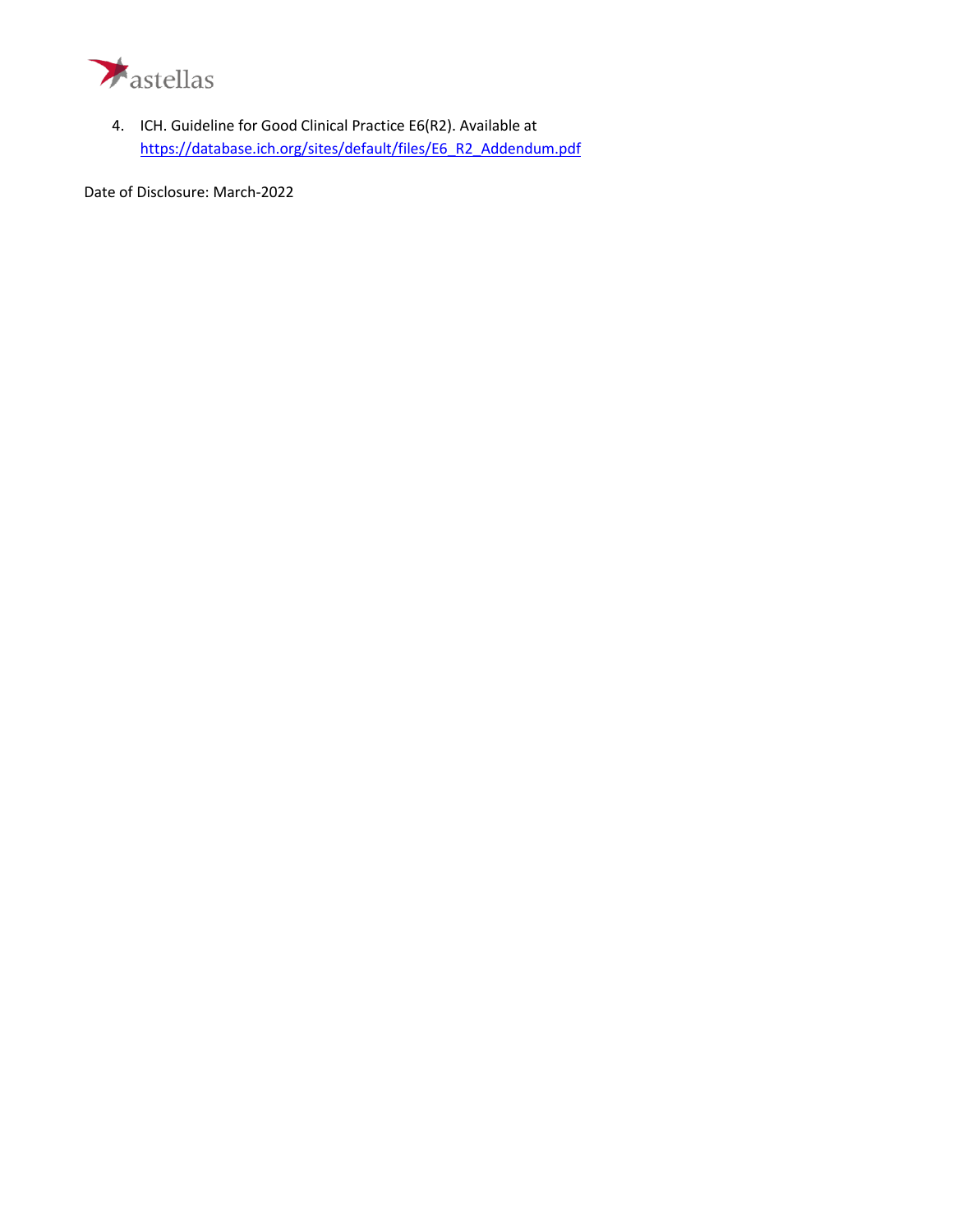4. ICH. Guideline for Good Clinical Practice E6(R2). Available at https://database.ich.org/sites/default/files/E6_R2_Addendum.pdf

Date of Disclosure: March-2022